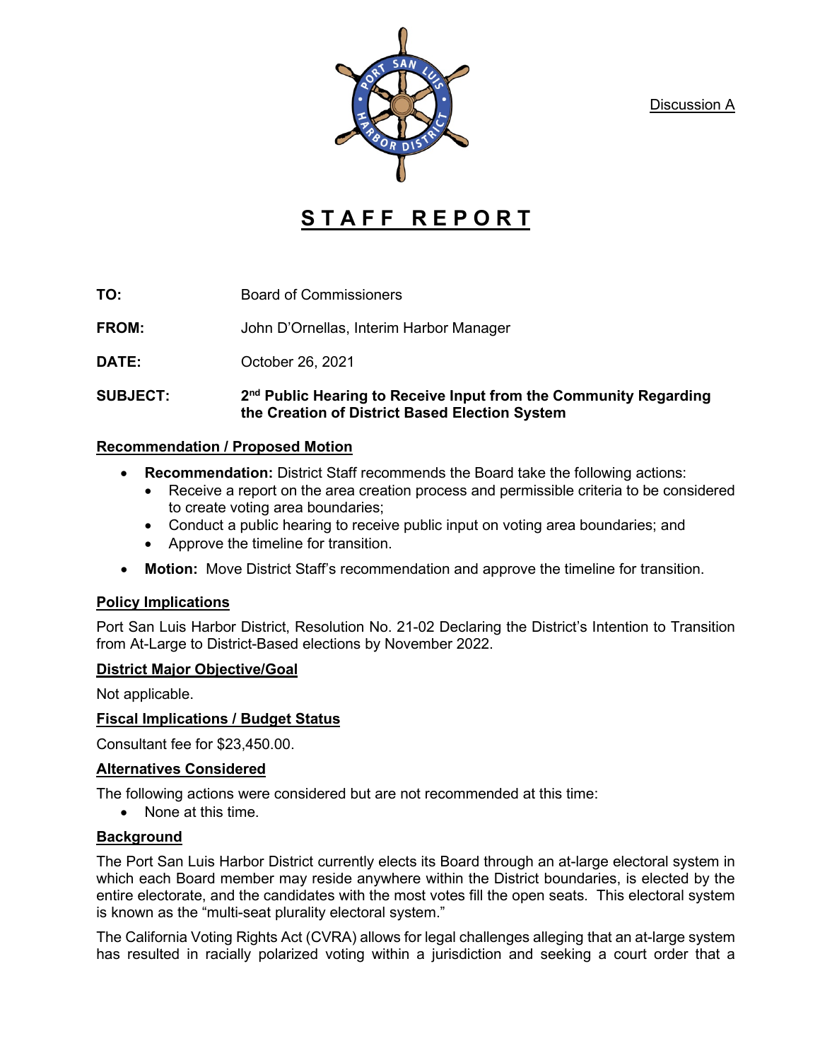Discussion A

# STAFF REPORT

**TO:** Board of Commissioners

**FROM:** John D'Ornellas, Interim Harbor Manager

**DATE:** October 26, 2021

**SUBJECT:** **2nd Public Hearing to Receive Input from the Community Regarding the Creation of District Based Election System**

## Recommendation / Proposed Motion

- **Recommendation:** District Staff recommends the Board take the following actions:
  - Receive a report on the area creation process and permissible criteria to be considered to create voting area boundaries;
  - Conduct a public hearing to receive public input on voting area boundaries; and
  - Approve the timeline for transition.
- **Motion:** Move District Staff's recommendation and approve the timeline for transition.

## Policy Implications

Port San Luis Harbor District, Resolution No. 21-02 Declaring the District's Intention to Transition from At-Large to District-Based elections by November 2022.

## District Major Objective/Goal

Not applicable.

## Fiscal Implications / Budget Status

Consultant fee for $23,450.00.

## Alternatives Considered

The following actions were considered but are not recommended at this time:

- None at this time.

## Background

The Port San Luis Harbor District currently elects its Board through an at-large electoral system in which each Board member may reside anywhere within the District boundaries, is elected by the entire electorate, and the candidates with the most votes fill the open seats. This electoral system is known as the "multi-seat plurality electoral system."

The California Voting Rights Act (CVRA) allows for legal challenges alleging that an at-large system has resulted in racially polarized voting within a jurisdiction and seeking a court order that a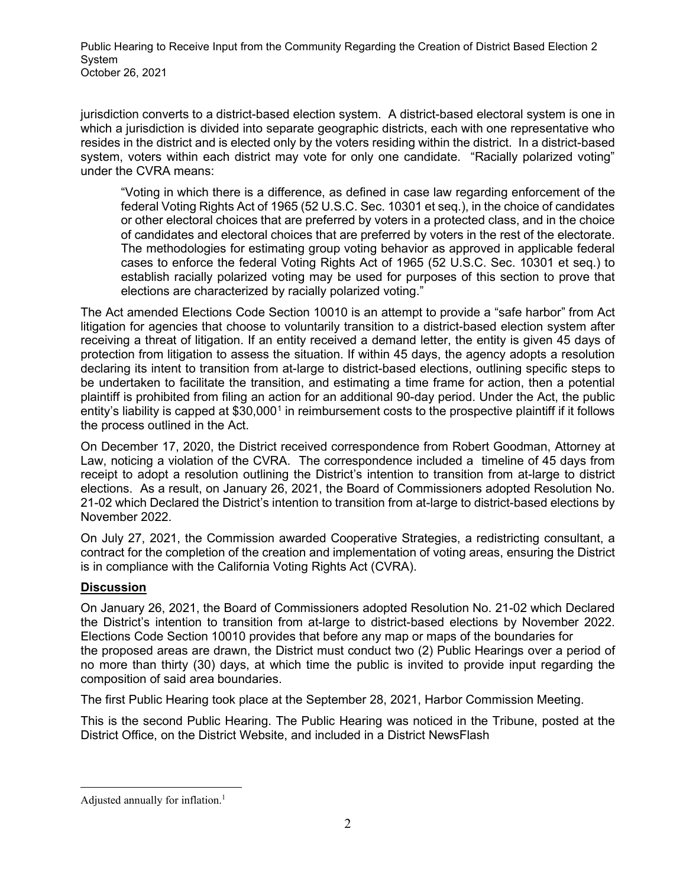jurisdiction converts to a district-based election system. A district-based electoral system is one in which a jurisdiction is divided into separate geographic districts, each with one representative who resides in the district and is elected only by the voters residing within the district. In a district-based system, voters within each district may vote for only one candidate. "Racially polarized voting" under the CVRA means:

> "Voting in which there is a difference, as defined in case law regarding enforcement of the federal Voting Rights Act of 1965 (52 U.S.C. Sec. 10301 et seq.), in the choice of candidates or other electoral choices that are preferred by voters in a protected class, and in the choice of candidates and electoral choices that are preferred by voters in the rest of the electorate. The methodologies for estimating group voting behavior as approved in applicable federal cases to enforce the federal Voting Rights Act of 1965 (52 U.S.C. Sec. 10301 et seq.) to establish racially polarized voting may be used for purposes of this section to prove that elections are characterized by racially polarized voting."

The Act amended Elections Code Section 10010 is an attempt to provide a "safe harbor" from Act litigation for agencies that choose to voluntarily transition to a district-based election system after receiving a threat of litigation. If an entity received a demand letter, the entity is given 45 days of protection from litigation to assess the situation. If within 45 days, the agency adopts a resolution declaring its intent to transition from at-large to district-based elections, outlining specific steps to be undertaken to facilitate the transition, and estimating a time frame for action, then a potential plaintiff is prohibited from filing an action for an additional 90-day period. Under the Act, the public entity's liability is capped at $30,000[1] in reimbursement costs to the prospective plaintiff if it follows the process outlined in the Act.

On December 17, 2020, the District received correspondence from Robert Goodman, Attorney at Law, noticing a violation of the CVRA. The correspondence included a timeline of 45 days from receipt to adopt a resolution outlining the District's intention to transition from at-large to district elections. As a result, on January 26, 2021, the Board of Commissioners adopted Resolution No. 21-02 which Declared the District's intention to transition from at-large to district-based elections by November 2022.

On July 27, 2021, the Commission awarded Cooperative Strategies, a redistricting consultant, a contract for the completion of the creation and implementation of voting areas, ensuring the District is in compliance with the California Voting Rights Act (CVRA).

## Discussion

On January 26, 2021, the Board of Commissioners adopted Resolution No. 21-02 which Declared the District's intention to transition from at-large to district-based elections by November 2022. Elections Code Section 10010 provides that before any map or maps of the boundaries for the proposed areas are drawn, the District must conduct two (2) Public Hearings over a period of no more than thirty (30) days, at which time the public is invited to provide input regarding the composition of said area boundaries.

The first Public Hearing took place at the September 28, 2021, Harbor Commission Meeting.

This is the second Public Hearing. The Public Hearing was noticed in the Tribune, posted at the District Office, on the District Website, and included in a District NewsFlash

---

[1] Adjusted annually for inflation.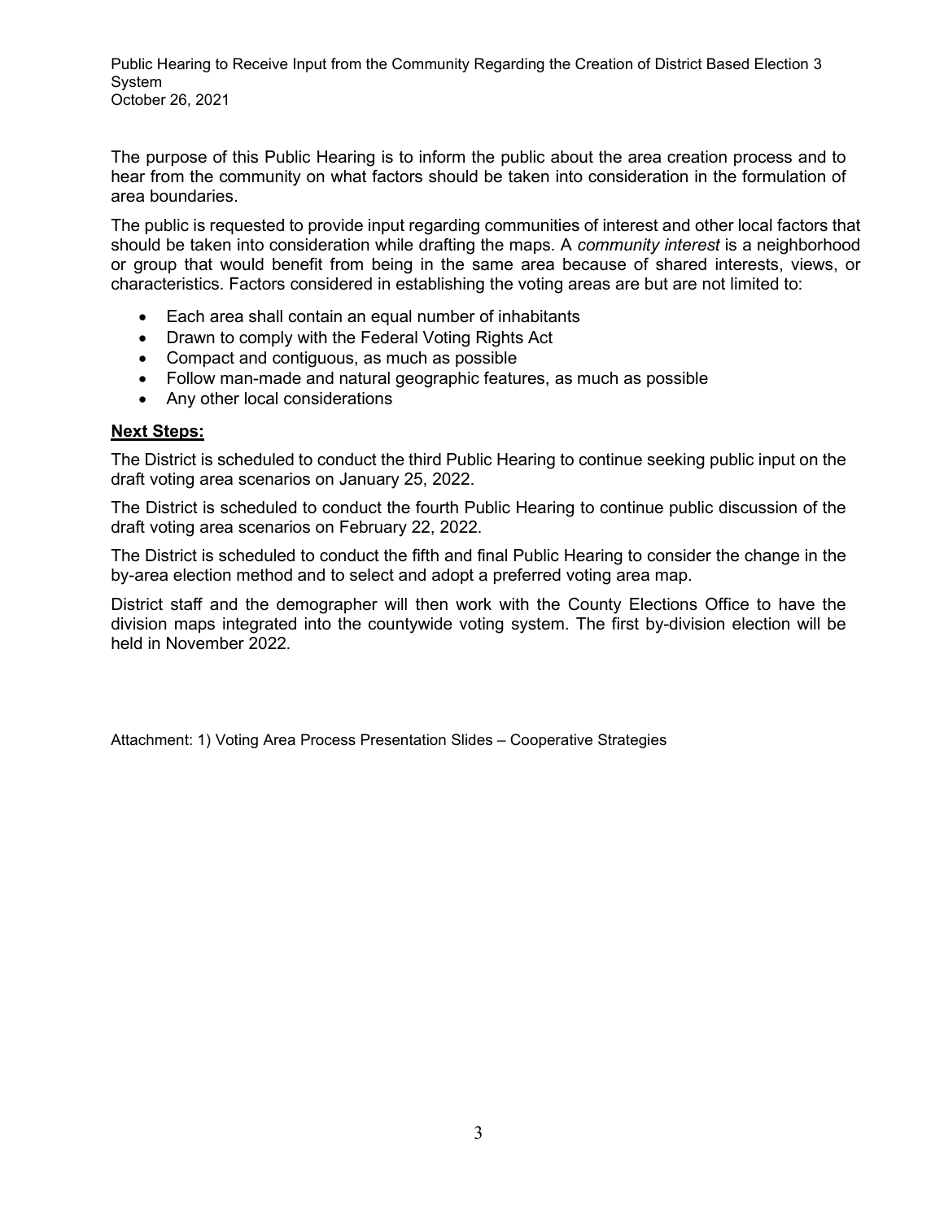The purpose of this Public Hearing is to inform the public about the area creation process and to hear from the community on what factors should be taken into consideration in the formulation of area boundaries.

The public is requested to provide input regarding communities of interest and other local factors that should be taken into consideration while drafting the maps. A *community interest* is a neighborhood or group that would benefit from being in the same area because of shared interests, views, or characteristics. Factors considered in establishing the voting areas are but are not limited to:

- Each area shall contain an equal number of inhabitants
- Drawn to comply with the Federal Voting Rights Act
- Compact and contiguous, as much as possible
- Follow man-made and natural geographic features, as much as possible
- Any other local considerations

**Next Steps:**

The District is scheduled to conduct the third Public Hearing to continue seeking public input on the draft voting area scenarios on January 25, 2022.

The District is scheduled to conduct the fourth Public Hearing to continue public discussion of the draft voting area scenarios on February 22, 2022.

The District is scheduled to conduct the fifth and final Public Hearing to consider the change in the by-area election method and to select and adopt a preferred voting area map.

District staff and the demographer will then work with the County Elections Office to have the division maps integrated into the countywide voting system. The first by-division election will be held in November 2022.

Attachment: 1) Voting Area Process Presentation Slides – Cooperative Strategies